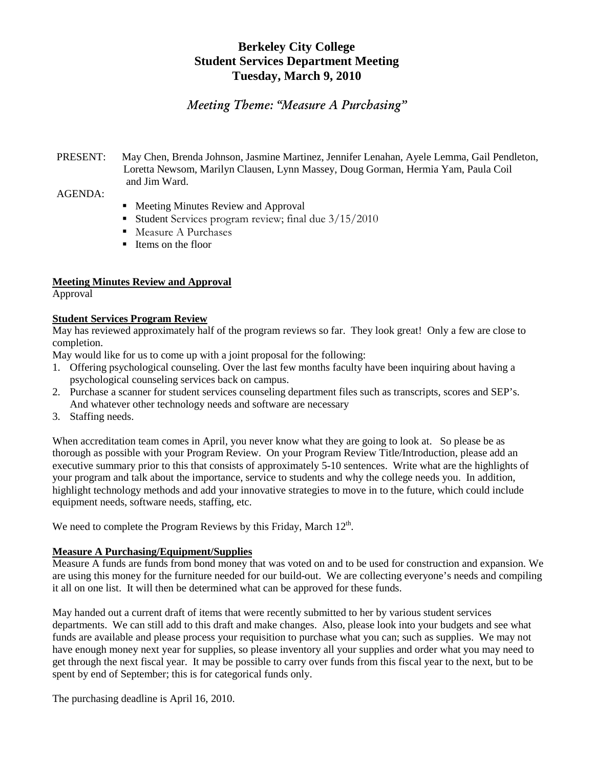# Berkeley City College
# Student Services Department Meeting
# Tuesday, March 9, 2010

## *Meeting Theme: "Measure A Purchasing"*

PRESENT: May Chen, Brenda Johnson, Jasmine Martinez, Jennifer Lenahan, Ayele Lemma, Gail Pendleton, Loretta Newsom, Marilyn Clausen, Lynn Massey, Doug Gorman, Hermia Yam, Paula Coil and Jim Ward.

AGENDA:

- Meeting Minutes Review and Approval
- Student Services program review; final due 3/15/2010
- Measure A Purchases
- Items on the floor

**Meeting Minutes Review and Approval**

Approval

**Student Services Program Review**

May has reviewed approximately half of the program reviews so far. They look great! Only a few are close to completion.

May would like for us to come up with a joint proposal for the following:

1. Offering psychological counseling. Over the last few months faculty have been inquiring about having a psychological counseling services back on campus.
2. Purchase a scanner for student services counseling department files such as transcripts, scores and SEP's. And whatever other technology needs and software are necessary
3. Staffing needs.

When accreditation team comes in April, you never know what they are going to look at. So please be as thorough as possible with your Program Review. On your Program Review Title/Introduction, please add an executive summary prior to this that consists of approximately 5-10 sentences. Write what are the highlights of your program and talk about the importance, service to students and why the college needs you. In addition, highlight technology methods and add your innovative strategies to move in to the future, which could include equipment needs, software needs, staffing, etc.

We need to complete the Program Reviews by this Friday, March 12th.

**Measure A Purchasing/Equipment/Supplies**

Measure A funds are funds from bond money that was voted on and to be used for construction and expansion. We are using this money for the furniture needed for our build-out. We are collecting everyone's needs and compiling it all on one list. It will then be determined what can be approved for these funds.

May handed out a current draft of items that were recently submitted to her by various student services departments. We can still add to this draft and make changes. Also, please look into your budgets and see what funds are available and please process your requisition to purchase what you can; such as supplies. We may not have enough money next year for supplies, so please inventory all your supplies and order what you may need to get through the next fiscal year. It may be possible to carry over funds from this fiscal year to the next, but to be spent by end of September; this is for categorical funds only.

The purchasing deadline is April 16, 2010.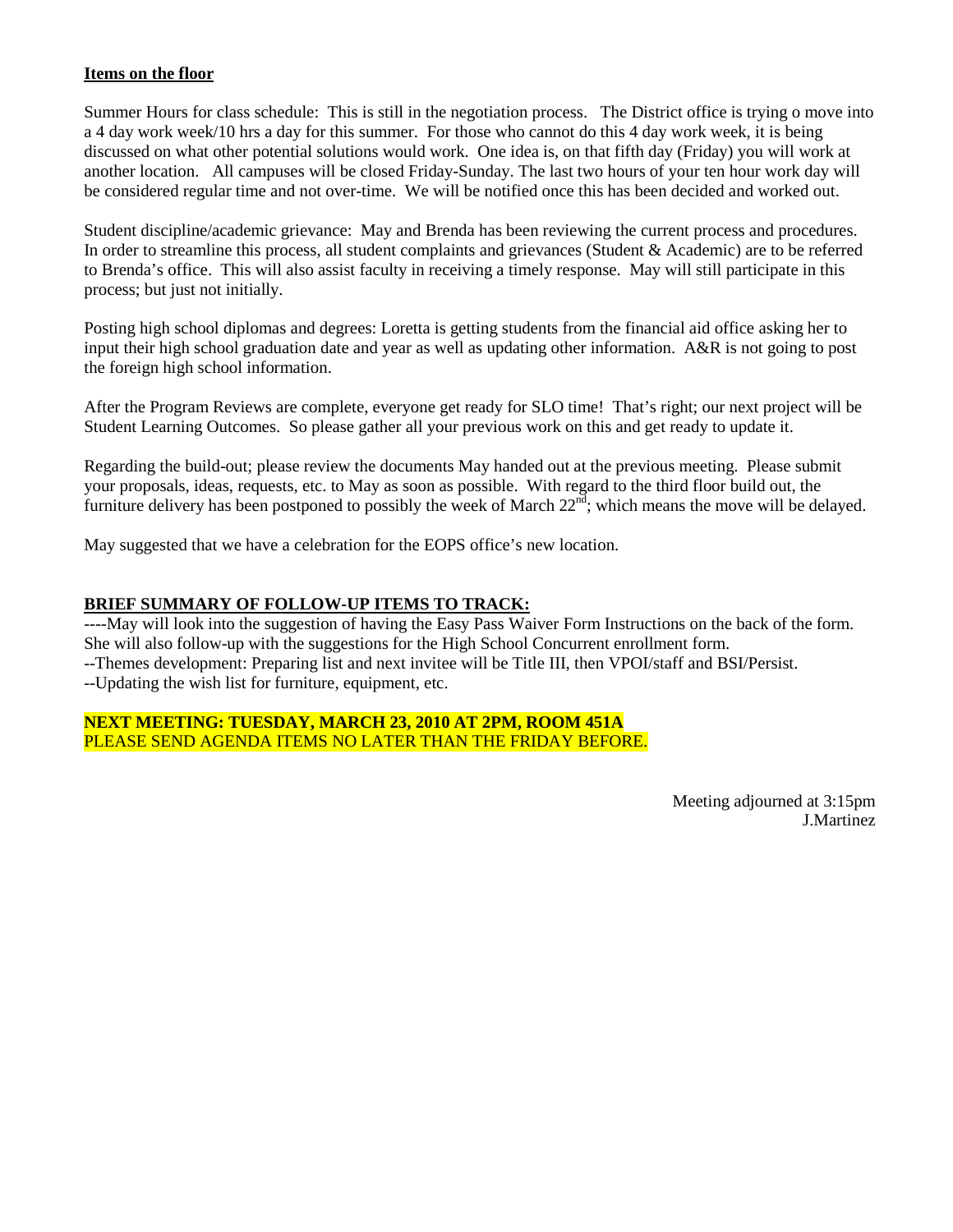**Items on the floor**

Summer Hours for class schedule: This is still in the negotiation process. The District office is trying o move into a 4 day work week/10 hrs a day for this summer. For those who cannot do this 4 day work week, it is being discussed on what other potential solutions would work. One idea is, on that fifth day (Friday) you will work at another location. All campuses will be closed Friday-Sunday. The last two hours of your ten hour work day will be considered regular time and not over-time. We will be notified once this has been decided and worked out.

Student discipline/academic grievance: May and Brenda has been reviewing the current process and procedures. In order to streamline this process, all student complaints and grievances (Student & Academic) are to be referred to Brenda's office. This will also assist faculty in receiving a timely response. May will still participate in this process; but just not initially.

Posting high school diplomas and degrees: Loretta is getting students from the financial aid office asking her to input their high school graduation date and year as well as updating other information. A&R is not going to post the foreign high school information.

After the Program Reviews are complete, everyone get ready for SLO time! That's right; our next project will be Student Learning Outcomes. So please gather all your previous work on this and get ready to update it.

Regarding the build-out; please review the documents May handed out at the previous meeting. Please submit your proposals, ideas, requests, etc. to May as soon as possible. With regard to the third floor build out, the furniture delivery has been postponed to possibly the week of March 22nd; which means the move will be delayed.

May suggested that we have a celebration for the EOPS office's new location.

**BRIEF SUMMARY OF FOLLOW-UP ITEMS TO TRACK:**

----May will look into the suggestion of having the Easy Pass Waiver Form Instructions on the back of the form. She will also follow-up with the suggestions for the High School Concurrent enrollment form.
--Themes development: Preparing list and next invitee will be Title III, then VPOI/staff and BSI/Persist.
--Updating the wish list for furniture, equipment, etc.

**NEXT MEETING: TUESDAY, MARCH 23, 2010 AT 2PM, ROOM 451A**
PLEASE SEND AGENDA ITEMS NO LATER THAN THE FRIDAY BEFORE.

Meeting adjourned at 3:15pm
J.Martinez